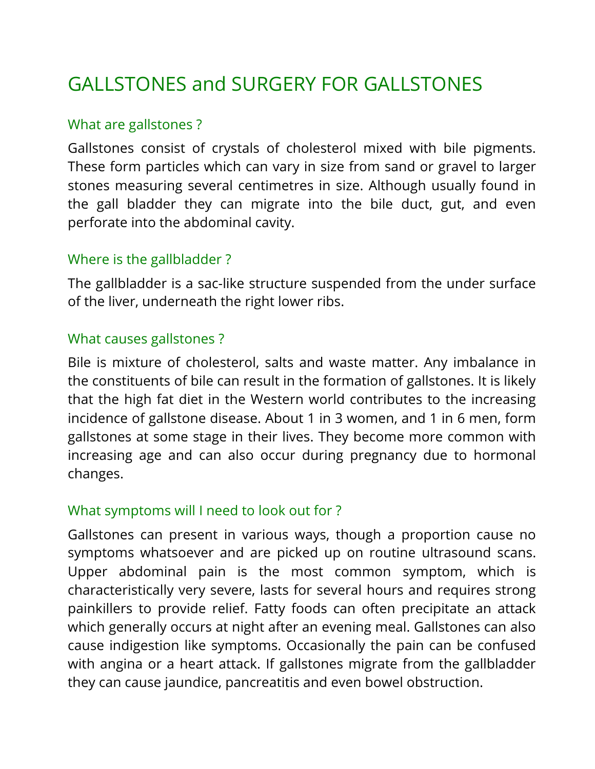# GALLSTONES and SURGERY FOR GALLSTONES

## What are gallstones ?

Gallstones consist of crystals of cholesterol mixed with bile pigments. These form particles which can vary in size from sand or gravel to larger stones measuring several centimetres in size. Although usually found in the gall bladder they can migrate into the bile duct, gut, and even perforate into the abdominal cavity.

## Where is the gallbladder ?

The gallbladder is a sac-like structure suspended from the under surface of the liver, underneath the right lower ribs.

## What causes gallstones ?

Bile is mixture of cholesterol, salts and waste matter. Any imbalance in the constituents of bile can result in the formation of gallstones. It is likely that the high fat diet in the Western world contributes to the increasing incidence of gallstone disease. About 1 in 3 women, and 1 in 6 men, form gallstones at some stage in their lives. They become more common with increasing age and can also occur during pregnancy due to hormonal changes.

## What symptoms will I need to look out for ?

Gallstones can present in various ways, though a proportion cause no symptoms whatsoever and are picked up on routine ultrasound scans. Upper abdominal pain is the most common symptom, which is characteristically very severe, lasts for several hours and requires strong painkillers to provide relief. Fatty foods can often precipitate an attack which generally occurs at night after an evening meal. Gallstones can also cause indigestion like symptoms. Occasionally the pain can be confused with angina or a heart attack. If gallstones migrate from the gallbladder they can cause jaundice, pancreatitis and even bowel obstruction.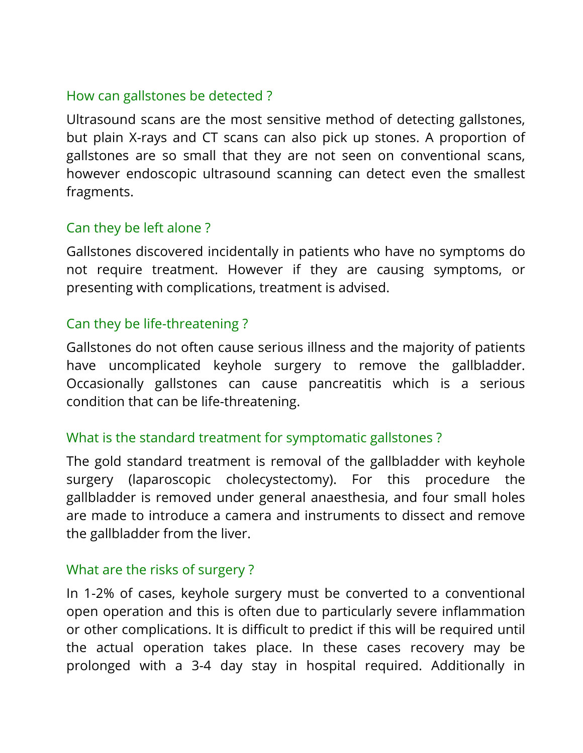## How can gallstones be detected ?

Ultrasound scans are the most sensitive method of detecting gallstones, but plain X-rays and CT scans can also pick up stones. A proportion of gallstones are so small that they are not seen on conventional scans, however endoscopic ultrasound scanning can detect even the smallest fragments.

## Can they be left alone ?

Gallstones discovered incidentally in patients who have no symptoms do not require treatment. However if they are causing symptoms, or presenting with complications, treatment is advised.

## Can they be life-threatening ?

Gallstones do not often cause serious illness and the majority of patients have uncomplicated keyhole surgery to remove the gallbladder. Occasionally gallstones can cause pancreatitis which is a serious condition that can be life-threatening.

## What is the standard treatment for symptomatic gallstones ?

The gold standard treatment is removal of the gallbladder with keyhole surgery (laparoscopic cholecystectomy). For this procedure the gallbladder is removed under general anaesthesia, and four small holes are made to introduce a camera and instruments to dissect and remove the gallbladder from the liver.

## What are the risks of surgery ?

In 1-2% of cases, keyhole surgery must be converted to a conventional open operation and this is often due to particularly severe inflammation or other complications. It is difficult to predict if this will be required until the actual operation takes place. In these cases recovery may be prolonged with a 3-4 day stay in hospital required. Additionally in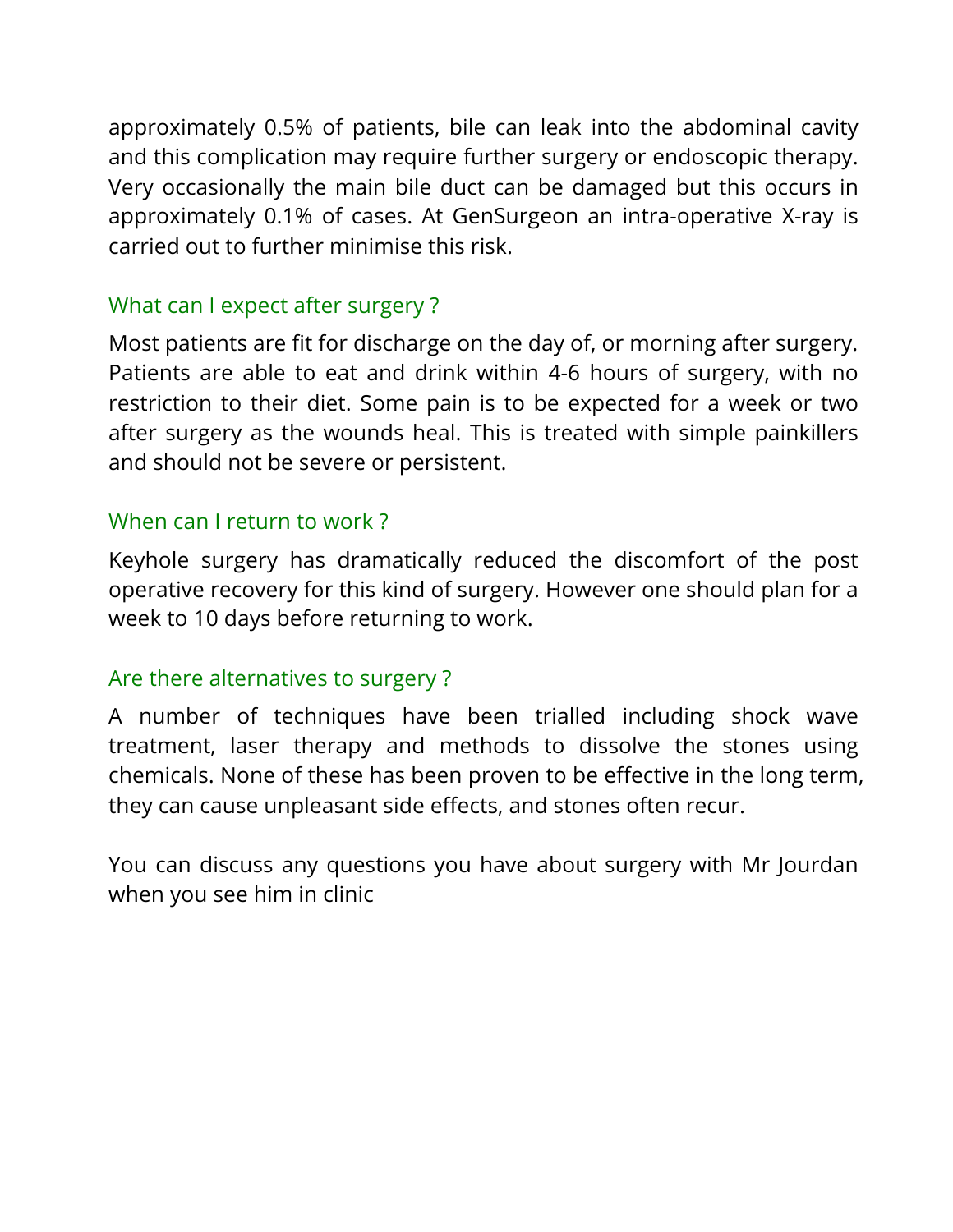approximately 0.5% of patients, bile can leak into the abdominal cavity and this complication may require further surgery or endoscopic therapy. Very occasionally the main bile duct can be damaged but this occurs in approximately 0.1% of cases. At GenSurgeon an intra-operative X-ray is carried out to further minimise this risk.

## What can I expect after surgery ?

Most patients are fit for discharge on the day of, or morning after surgery. Patients are able to eat and drink within 4-6 hours of surgery, with no restriction to their diet. Some pain is to be expected for a week or two after surgery as the wounds heal. This is treated with simple painkillers and should not be severe or persistent.

## When can I return to work ?

Keyhole surgery has dramatically reduced the discomfort of the post operative recovery for this kind of surgery. However one should plan for a week to 10 days before returning to work.

## Are there alternatives to surgery ?

A number of techniques have been trialled including shock wave treatment, laser therapy and methods to dissolve the stones using chemicals. None of these has been proven to be effective in the long term, they can cause unpleasant side effects, and stones often recur.

You can discuss any questions you have about surgery with Mr Jourdan when you see him in clinic